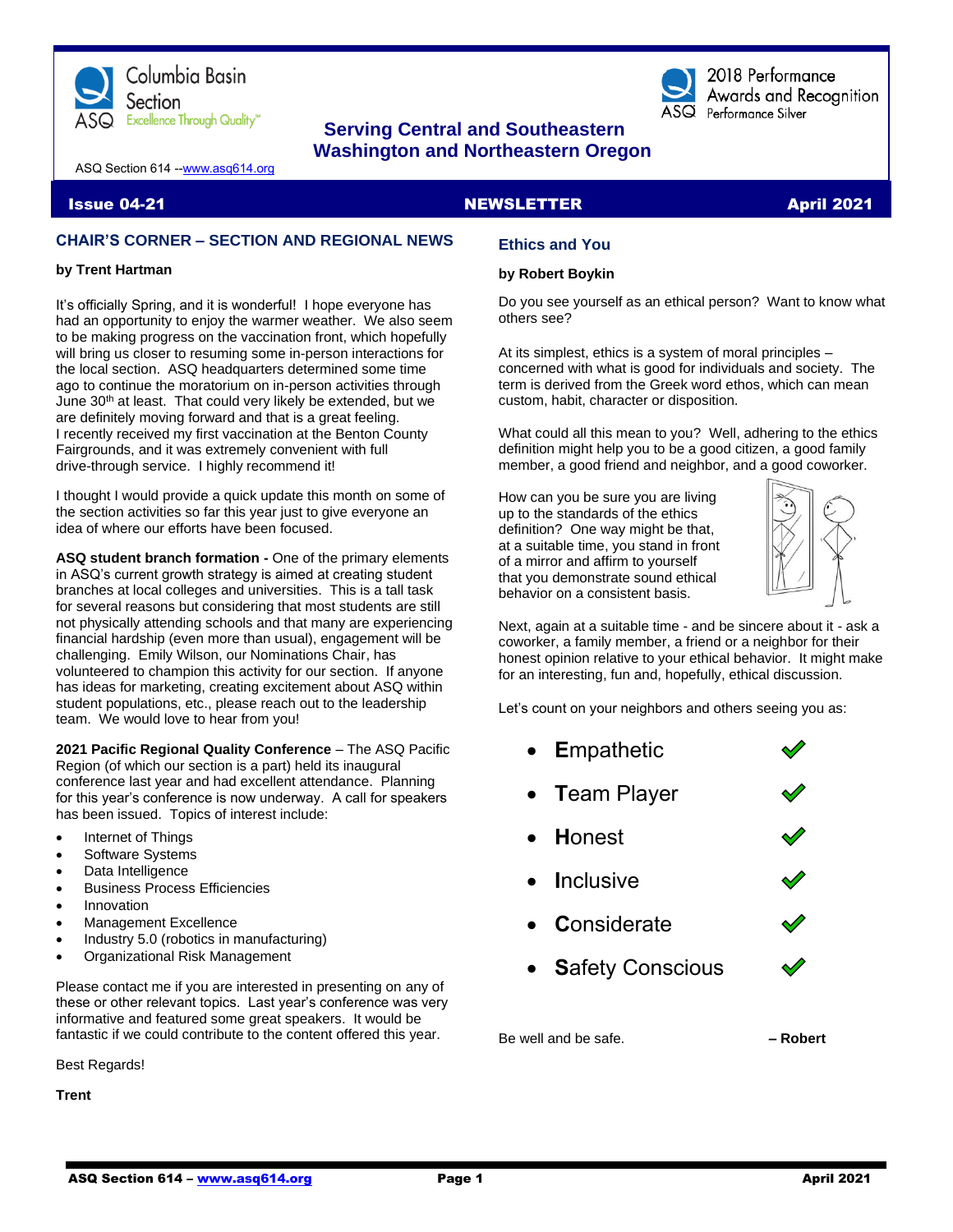Columbia Basin Section
ASQ Excellence Through Quality™

2018 Performance Awards and Recognition Performance Silver

**Serving Central and Southeastern Washington and Northeastern Oregon**

ASQ Section 614 --www.asq614.org

**Issue 04-21** **NEWSLETTER** **April 2021**

## CHAIR'S CORNER – SECTION AND REGIONAL NEWS

**by Trent Hartman**

It's officially Spring, and it is wonderful! I hope everyone has had an opportunity to enjoy the warmer weather. We also seem to be making progress on the vaccination front, which hopefully will bring us closer to resuming some in-person interactions for the local section. ASQ headquarters determined some time ago to continue the moratorium on in-person activities through June 30th at least. That could very likely be extended, but we are definitely moving forward and that is a great feeling. I recently received my first vaccination at the Benton County Fairgrounds, and it was extremely convenient with full drive-through service. I highly recommend it!

I thought I would provide a quick update this month on some of the section activities so far this year just to give everyone an idea of where our efforts have been focused.

**ASQ student branch formation -** One of the primary elements in ASQ's current growth strategy is aimed at creating student branches at local colleges and universities. This is a tall task for several reasons but considering that most students are still not physically attending schools and that many are experiencing financial hardship (even more than usual), engagement will be challenging. Emily Wilson, our Nominations Chair, has volunteered to champion this activity for our section. If anyone has ideas for marketing, creating excitement about ASQ within student populations, etc., please reach out to the leadership team. We would love to hear from you!

**2021 Pacific Regional Quality Conference** – The ASQ Pacific Region (of which our section is a part) held its inaugural conference last year and had excellent attendance. Planning for this year's conference is now underway. A call for speakers has been issued. Topics of interest include:

- Internet of Things
- Software Systems
- Data Intelligence
- Business Process Efficiencies
- Innovation
- Management Excellence
- Industry 5.0 (robotics in manufacturing)
- Organizational Risk Management

Please contact me if you are interested in presenting on any of these or other relevant topics. Last year's conference was very informative and featured some great speakers. It would be fantastic if we could contribute to the content offered this year.

Best Regards!

**Trent**

## Ethics and You

**by Robert Boykin**

Do you see yourself as an ethical person? Want to know what others see?

At its simplest, ethics is a system of moral principles – concerned with what is good for individuals and society. The term is derived from the Greek word ethos, which can mean custom, habit, character or disposition.

What could all this mean to you? Well, adhering to the ethics definition might help you to be a good citizen, a good family member, a good friend and neighbor, and a good coworker.

How can you be sure you are living up to the standards of the ethics definition? One way might be that, at a suitable time, you stand in front of a mirror and affirm to yourself that you demonstrate sound ethical behavior on a consistent basis.

Next, again at a suitable time - and be sincere about it - ask a coworker, a family member, a friend or a neighbor for their honest opinion relative to your ethical behavior. It might make for an interesting, fun and, hopefully, ethical discussion.

Let's count on your neighbors and others seeing you as:

- **E**mpathetic ✔
- **T**eam Player ✔
- **H**onest ✔
- **I**nclusive ✔
- **C**onsiderate ✔
- **S**afety Conscious ✔

Be well and be safe. **– Robert**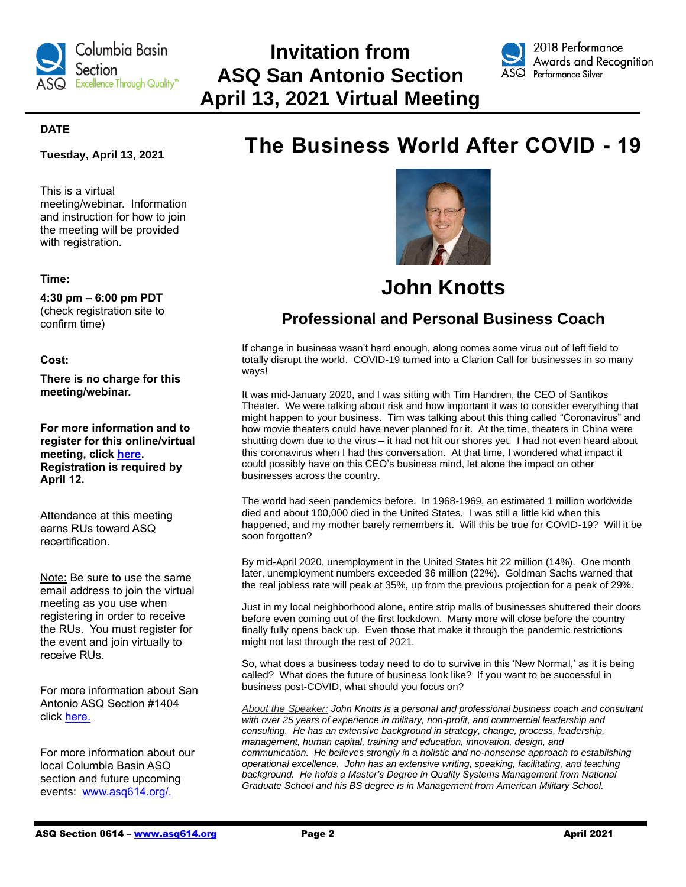# Invitation from ASQ San Antonio Section April 13, 2021 Virtual Meeting

Columbia Basin Section ASQ Excellence Through Quality™

ASQ 2018 Performance Awards and Recognition Performance Silver

**DATE**

**Tuesday, April 13, 2021**

This is a virtual meeting/webinar. Information and instruction for how to join the meeting will be provided with registration.

**Time:**

**4:30 pm – 6:00 pm PDT** (check registration site to confirm time)

**Cost:**

**There is no charge for this meeting/webinar.**

**For more information and to register for this online/virtual meeting, click here. Registration is required by April 12.**

Attendance at this meeting earns RUs toward ASQ recertification.

Note: Be sure to use the same email address to join the virtual meeting as you use when registering in order to receive the RUs. You must register for the event and join virtually to receive RUs.

For more information about San Antonio ASQ Section #1404 click here.

For more information about our local Columbia Basin ASQ section and future upcoming events: www.asq614.org/.

## The Business World After COVID - 19

## John Knotts

### Professional and Personal Business Coach

If change in business wasn't hard enough, along comes some virus out of left field to totally disrupt the world. COVID-19 turned into a Clarion Call for businesses in so many ways!

It was mid-January 2020, and I was sitting with Tim Handren, the CEO of Santikos Theater. We were talking about risk and how important it was to consider everything that might happen to your business. Tim was talking about this thing called "Coronavirus" and how movie theaters could have never planned for it. At the time, theaters in China were shutting down due to the virus – it had not hit our shores yet. I had not even heard about this coronavirus when I had this conversation. At that time, I wondered what impact it could possibly have on this CEO's business mind, let alone the impact on other businesses across the country.

The world had seen pandemics before. In 1968-1969, an estimated 1 million worldwide died and about 100,000 died in the United States. I was still a little kid when this happened, and my mother barely remembers it. Will this be true for COVID-19? Will it be soon forgotten?

By mid-April 2020, unemployment in the United States hit 22 million (14%). One month later, unemployment numbers exceeded 36 million (22%). Goldman Sachs warned that the real jobless rate will peak at 35%, up from the previous projection for a peak of 29%.

Just in my local neighborhood alone, entire strip malls of businesses shuttered their doors before even coming out of the first lockdown. Many more will close before the country finally fully opens back up. Even those that make it through the pandemic restrictions might not last through the rest of 2021.

So, what does a business today need to do to survive in this 'New Normal,' as it is being called? What does the future of business look like? If you want to be successful in business post-COVID, what should you focus on?

*About the Speaker: John Knotts is a personal and professional business coach and consultant with over 25 years of experience in military, non-profit, and commercial leadership and consulting. He has an extensive background in strategy, change, process, leadership, management, human capital, training and education, innovation, design, and communication. He believes strongly in a holistic and no-nonsense approach to establishing operational excellence. John has an extensive writing, speaking, facilitating, and teaching background. He holds a Master's Degree in Quality Systems Management from National Graduate School and his BS degree is in Management from American Military School.*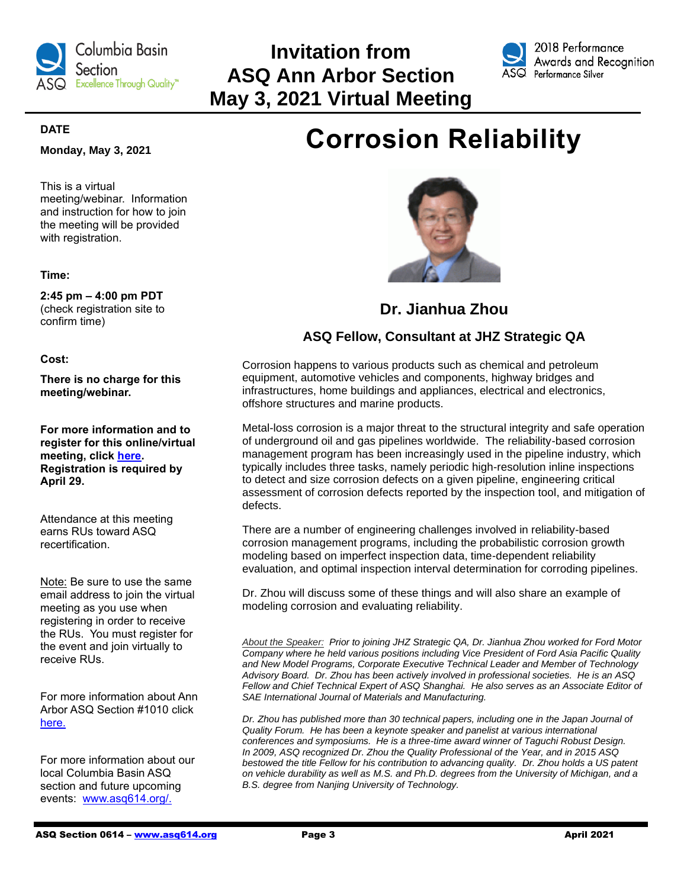# Invitation from ASQ Ann Arbor Section May 3, 2021 Virtual Meeting

**DATE**

**Monday, May 3, 2021**

This is a virtual meeting/webinar. Information and instruction for how to join the meeting will be provided with registration.

**Time:**

**2:45 pm – 4:00 pm PDT**
(check registration site to confirm time)

**Cost:**

**There is no charge for this meeting/webinar.**

**For more information and to register for this online/virtual meeting, click here. Registration is required by April 29.**

Attendance at this meeting earns RUs toward ASQ recertification.

Note: Be sure to use the same email address to join the virtual meeting as you use when registering in order to receive the RUs. You must register for the event and join virtually to receive RUs.

For more information about Ann Arbor ASQ Section #1010 click here.

For more information about our local Columbia Basin ASQ section and future upcoming events: www.asq614.org/.

# Corrosion Reliability

## Dr. Jianhua Zhou

### ASQ Fellow, Consultant at JHZ Strategic QA

Corrosion happens to various products such as chemical and petroleum equipment, automotive vehicles and components, highway bridges and infrastructures, home buildings and appliances, electrical and electronics, offshore structures and marine products.

Metal-loss corrosion is a major threat to the structural integrity and safe operation of underground oil and gas pipelines worldwide. The reliability-based corrosion management program has been increasingly used in the pipeline industry, which typically includes three tasks, namely periodic high-resolution inline inspections to detect and size corrosion defects on a given pipeline, engineering critical assessment of corrosion defects reported by the inspection tool, and mitigation of defects.

There are a number of engineering challenges involved in reliability-based corrosion management programs, including the probabilistic corrosion growth modeling based on imperfect inspection data, time-dependent reliability evaluation, and optimal inspection interval determination for corroding pipelines.

Dr. Zhou will discuss some of these things and will also share an example of modeling corrosion and evaluating reliability.

*About the Speaker: Prior to joining JHZ Strategic QA, Dr. Jianhua Zhou worked for Ford Motor Company where he held various positions including Vice President of Ford Asia Pacific Quality and New Model Programs, Corporate Executive Technical Leader and Member of Technology Advisory Board. Dr. Zhou has been actively involved in professional societies. He is an ASQ Fellow and Chief Technical Expert of ASQ Shanghai. He also serves as an Associate Editor of SAE International Journal of Materials and Manufacturing.*

*Dr. Zhou has published more than 30 technical papers, including one in the Japan Journal of Quality Forum. He has been a keynote speaker and panelist at various international conferences and symposiums. He is a three-time award winner of Taguchi Robust Design. In 2009, ASQ recognized Dr. Zhou the Quality Professional of the Year, and in 2015 ASQ bestowed the title Fellow for his contribution to advancing quality. Dr. Zhou holds a US patent on vehicle durability as well as M.S. and Ph.D. degrees from the University of Michigan, and a B.S. degree from Nanjing University of Technology.*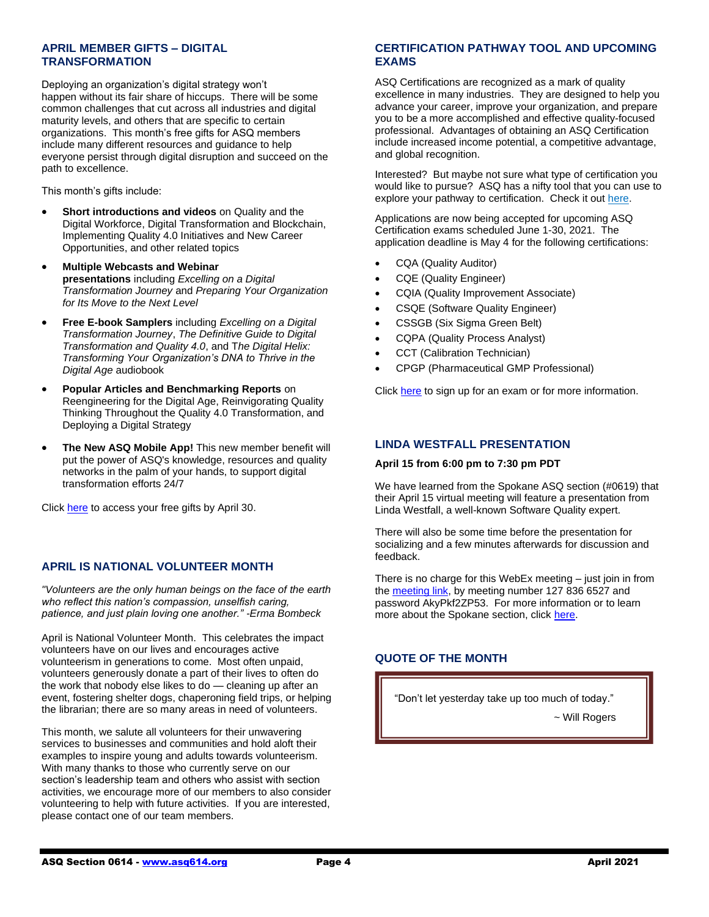## APRIL MEMBER GIFTS – DIGITAL TRANSFORMATION

Deploying an organization's digital strategy won't happen without its fair share of hiccups. There will be some common challenges that cut across all industries and digital maturity levels, and others that are specific to certain organizations. This month's free gifts for ASQ members include many different resources and guidance to help everyone persist through digital disruption and succeed on the path to excellence.

This month's gifts include:

- **Short introductions and videos** on Quality and the Digital Workforce, Digital Transformation and Blockchain, Implementing Quality 4.0 Initiatives and New Career Opportunities, and other related topics
- **Multiple Webcasts and Webinar presentations** including *Excelling on a Digital Transformation Journey* and *Preparing Your Organization for Its Move to the Next Level*
- **Free E-book Samplers** including *Excelling on a Digital Transformation Journey*, *The Definitive Guide to Digital Transformation and Quality 4.0*, and T*he Digital Helix: Transforming Your Organization's DNA to Thrive in the Digital Age* audiobook
- **Popular Articles and Benchmarking Reports** on Reengineering for the Digital Age, Reinvigorating Quality Thinking Throughout the Quality 4.0 Transformation, and Deploying a Digital Strategy
- **The New ASQ Mobile App!** This new member benefit will put the power of ASQ's knowledge, resources and quality networks in the palm of your hands, to support digital transformation efforts 24/7

Click here to access your free gifts by April 30.

## APRIL IS NATIONAL VOLUNTEER MONTH

*"Volunteers are the only human beings on the face of the earth who reflect this nation's compassion, unselfish caring, patience, and just plain loving one another." -Erma Bombeck*

April is National Volunteer Month. This celebrates the impact volunteers have on our lives and encourages active volunteerism in generations to come. Most often unpaid, volunteers generously donate a part of their lives to often do the work that nobody else likes to do — cleaning up after an event, fostering shelter dogs, chaperoning field trips, or helping the librarian; there are so many areas in need of volunteers.

This month, we salute all volunteers for their unwavering services to businesses and communities and hold aloft their examples to inspire young and adults towards volunteerism. With many thanks to those who currently serve on our section's leadership team and others who assist with section activities, we encourage more of our members to also consider volunteering to help with future activities. If you are interested, please contact one of our team members.

## CERTIFICATION PATHWAY TOOL AND UPCOMING EXAMS

ASQ Certifications are recognized as a mark of quality excellence in many industries. They are designed to help you advance your career, improve your organization, and prepare you to be a more accomplished and effective quality-focused professional. Advantages of obtaining an ASQ Certification include increased income potential, a competitive advantage, and global recognition.

Interested? But maybe not sure what type of certification you would like to pursue? ASQ has a nifty tool that you can use to explore your pathway to certification. Check it out here.

Applications are now being accepted for upcoming ASQ Certification exams scheduled June 1-30, 2021. The application deadline is May 4 for the following certifications:

- CQA (Quality Auditor)
- CQE (Quality Engineer)
- CQIA (Quality Improvement Associate)
- CSQE (Software Quality Engineer)
- CSSGB (Six Sigma Green Belt)
- CQPA (Quality Process Analyst)
- CCT (Calibration Technician)
- CPGP (Pharmaceutical GMP Professional)

Click here to sign up for an exam or for more information.

## LINDA WESTFALL PRESENTATION

**April 15 from 6:00 pm to 7:30 pm PDT**

We have learned from the Spokane ASQ section (#0619) that their April 15 virtual meeting will feature a presentation from Linda Westfall, a well-known Software Quality expert.

There will also be some time before the presentation for socializing and a few minutes afterwards for discussion and feedback.

There is no charge for this WebEx meeting – just join in from the meeting link, by meeting number 127 836 6527 and password AkyPkf2ZP53. For more information or to learn more about the Spokane section, click here.

## QUOTE OF THE MONTH

"Don't let yesterday take up too much of today."

~ Will Rogers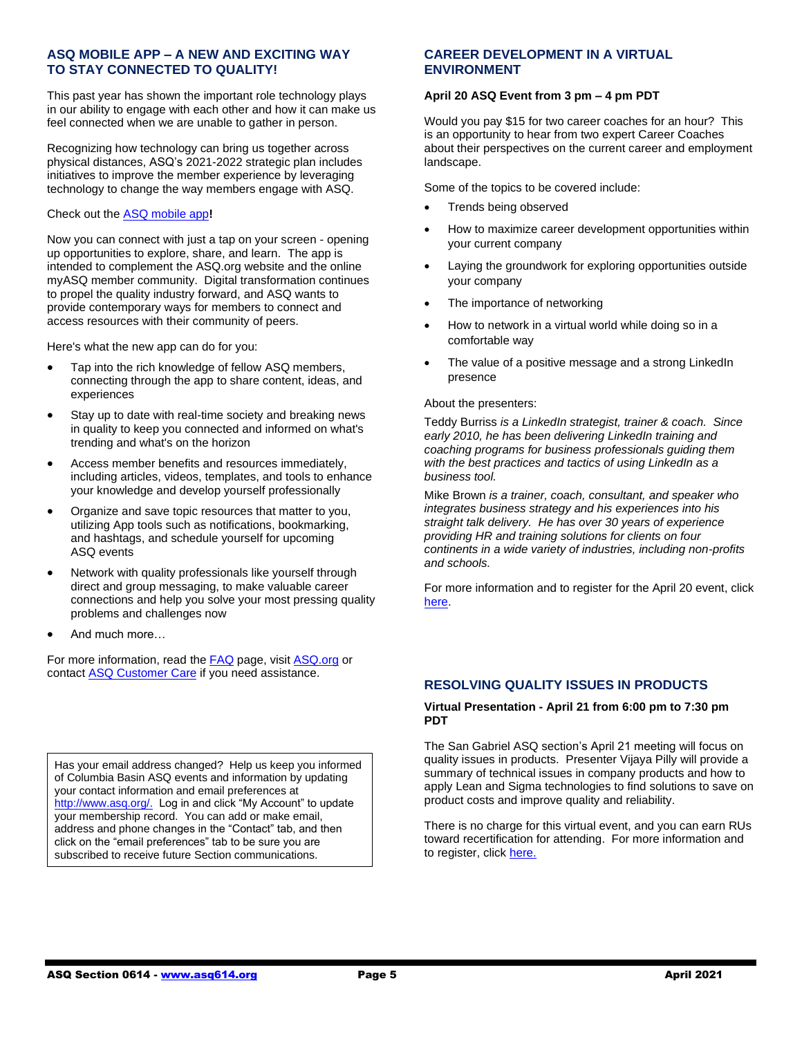## ASQ MOBILE APP – A NEW AND EXCITING WAY TO STAY CONNECTED TO QUALITY!

This past year has shown the important role technology plays in our ability to engage with each other and how it can make us feel connected when we are unable to gather in person.

Recognizing how technology can bring us together across physical distances, ASQ's 2021-2022 strategic plan includes initiatives to improve the member experience by leveraging technology to change the way members engage with ASQ.

Check out the ASQ mobile app**!**

Now you can connect with just a tap on your screen - opening up opportunities to explore, share, and learn. The app is intended to complement the ASQ.org website and the online myASQ member community. Digital transformation continues to propel the quality industry forward, and ASQ wants to provide contemporary ways for members to connect and access resources with their community of peers.

Here's what the new app can do for you:

- Tap into the rich knowledge of fellow ASQ members, connecting through the app to share content, ideas, and experiences
- Stay up to date with real-time society and breaking news in quality to keep you connected and informed on what's trending and what's on the horizon
- Access member benefits and resources immediately, including articles, videos, templates, and tools to enhance your knowledge and develop yourself professionally
- Organize and save topic resources that matter to you, utilizing App tools such as notifications, bookmarking, and hashtags, and schedule yourself for upcoming ASQ events
- Network with quality professionals like yourself through direct and group messaging, to make valuable career connections and help you solve your most pressing quality problems and challenges now
- And much more…

For more information, read the FAQ page, visit ASQ.org or contact ASQ Customer Care if you need assistance.

> Has your email address changed? Help us keep you informed of Columbia Basin ASQ events and information by updating your contact information and email preferences at http://www.asq.org/. Log in and click "My Account" to update your membership record. You can add or make email, address and phone changes in the "Contact" tab, and then click on the "email preferences" tab to be sure you are subscribed to receive future Section communications.

## CAREER DEVELOPMENT IN A VIRTUAL ENVIRONMENT

**April 20 ASQ Event from 3 pm – 4 pm PDT**

Would you pay $15 for two career coaches for an hour? This is an opportunity to hear from two expert Career Coaches about their perspectives on the current career and employment landscape.

Some of the topics to be covered include:

- Trends being observed
- How to maximize career development opportunities within your current company
- Laying the groundwork for exploring opportunities outside your company
- The importance of networking
- How to network in a virtual world while doing so in a comfortable way
- The value of a positive message and a strong LinkedIn presence

About the presenters:

Teddy Burriss *is a LinkedIn strategist, trainer & coach. Since early 2010, he has been delivering LinkedIn training and coaching programs for business professionals guiding them with the best practices and tactics of using LinkedIn as a business tool.*

Mike Brown *is a trainer, coach, consultant, and speaker who integrates business strategy and his experiences into his straight talk delivery. He has over 30 years of experience providing HR and training solutions for clients on four continents in a wide variety of industries, including non-profits and schools.*

For more information and to register for the April 20 event, click here.

## RESOLVING QUALITY ISSUES IN PRODUCTS

**Virtual Presentation - April 21 from 6:00 pm to 7:30 pm PDT**

The San Gabriel ASQ section's April 21 meeting will focus on quality issues in products. Presenter Vijaya Pilly will provide a summary of technical issues in company products and how to apply Lean and Sigma technologies to find solutions to save on product costs and improve quality and reliability.

There is no charge for this virtual event, and you can earn RUs toward recertification for attending. For more information and to register, click here.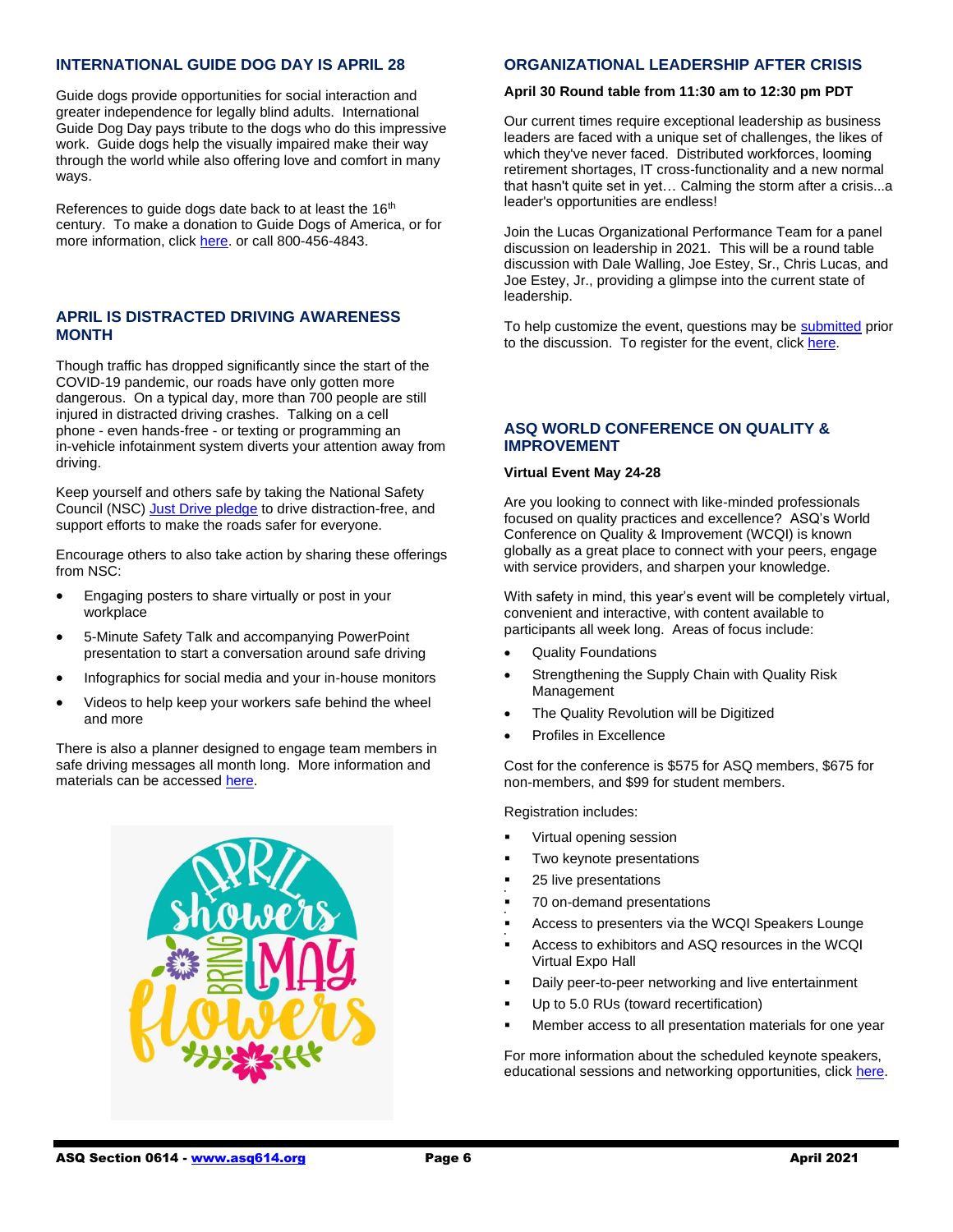## INTERNATIONAL GUIDE DOG DAY IS APRIL 28

Guide dogs provide opportunities for social interaction and greater independence for legally blind adults. International Guide Dog Day pays tribute to the dogs who do this impressive work. Guide dogs help the visually impaired make their way through the world while also offering love and comfort in many ways.

References to guide dogs date back to at least the 16th century. To make a donation to Guide Dogs of America, or for more information, click here. or call 800-456-4843.

## APRIL IS DISTRACTED DRIVING AWARENESS MONTH

Though traffic has dropped significantly since the start of the COVID-19 pandemic, our roads have only gotten more dangerous. On a typical day, more than 700 people are still injured in distracted driving crashes. Talking on a cell phone - even hands-free - or texting or programming an in-vehicle infotainment system diverts your attention away from driving.

Keep yourself and others safe by taking the National Safety Council (NSC) Just Drive pledge to drive distraction-free, and support efforts to make the roads safer for everyone.

Encourage others to also take action by sharing these offerings from NSC:

- Engaging posters to share virtually or post in your workplace
- 5-Minute Safety Talk and accompanying PowerPoint presentation to start a conversation around safe driving
- Infographics for social media and your in-house monitors
- Videos to help keep your workers safe behind the wheel and more

There is also a planner designed to engage team members in safe driving messages all month long. More information and materials can be accessed here.

## ORGANIZATIONAL LEADERSHIP AFTER CRISIS

**April 30 Round table from 11:30 am to 12:30 pm PDT**

Our current times require exceptional leadership as business leaders are faced with a unique set of challenges, the likes of which they've never faced. Distributed workforces, looming retirement shortages, IT cross-functionality and a new normal that hasn't quite set in yet… Calming the storm after a crisis...a leader's opportunities are endless!

Join the Lucas Organizational Performance Team for a panel discussion on leadership in 2021. This will be a round table discussion with Dale Walling, Joe Estey, Sr., Chris Lucas, and Joe Estey, Jr., providing a glimpse into the current state of leadership.

To help customize the event, questions may be submitted prior to the discussion. To register for the event, click here.

## ASQ WORLD CONFERENCE ON QUALITY & IMPROVEMENT

**Virtual Event May 24-28**

Are you looking to connect with like-minded professionals focused on quality practices and excellence? ASQ's World Conference on Quality & Improvement (WCQI) is known globally as a great place to connect with your peers, engage with service providers, and sharpen your knowledge.

With safety in mind, this year's event will be completely virtual, convenient and interactive, with content available to participants all week long. Areas of focus include:

- Quality Foundations
- Strengthening the Supply Chain with Quality Risk Management
- The Quality Revolution will be Digitized
- Profiles in Excellence

Cost for the conference is $575 for ASQ members, $675 for non-members, and $99 for student members.

Registration includes:

- Virtual opening session
- Two keynote presentations
- 25 live presentations
- 70 on-demand presentations
- Access to presenters via the WCQI Speakers Lounge
- Access to exhibitors and ASQ resources in the WCQI Virtual Expo Hall
- Daily peer-to-peer networking and live entertainment
- Up to 5.0 RUs (toward recertification)
- Member access to all presentation materials for one year

For more information about the scheduled keynote speakers, educational sessions and networking opportunities, click here.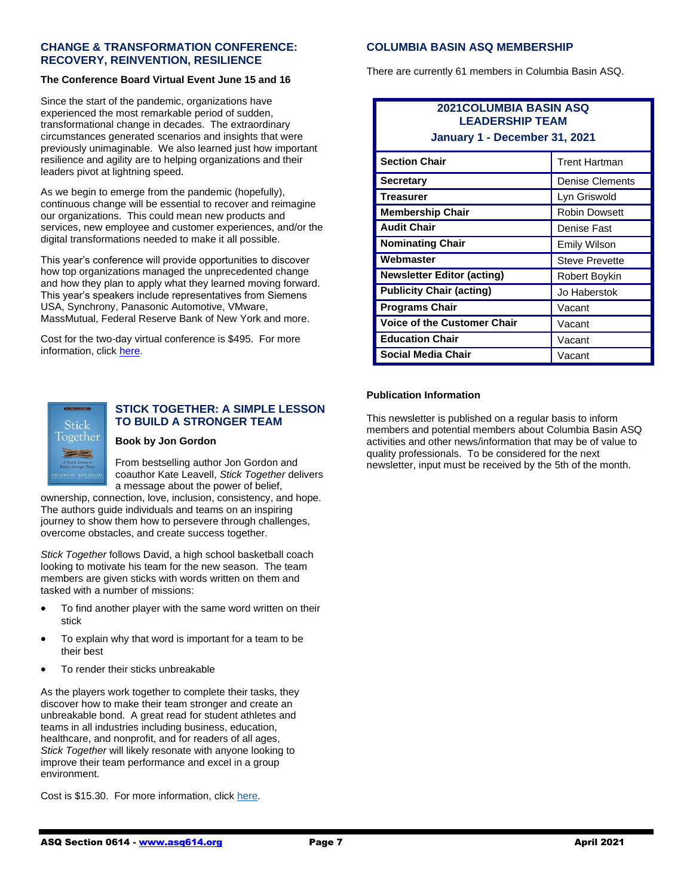## CHANGE & TRANSFORMATION CONFERENCE: RECOVERY, REINVENTION, RESILIENCE

**The Conference Board Virtual Event June 15 and 16**

Since the start of the pandemic, organizations have experienced the most remarkable period of sudden, transformational change in decades. The extraordinary circumstances generated scenarios and insights that were previously unimaginable. We also learned just how important resilience and agility are to helping organizations and their leaders pivot at lightning speed.

As we begin to emerge from the pandemic (hopefully), continuous change will be essential to recover and reimagine our organizations. This could mean new products and services, new employee and customer experiences, and/or the digital transformations needed to make it all possible.

This year's conference will provide opportunities to discover how top organizations managed the unprecedented change and how they plan to apply what they learned moving forward. This year's speakers include representatives from Siemens USA, Synchrony, Panasonic Automotive, VMware, MassMutual, Federal Reserve Bank of New York and more.

Cost for the two-day virtual conference is $495. For more information, click here.

## STICK TOGETHER: A SIMPLE LESSON TO BUILD A STRONGER TEAM

**Book by Jon Gordon**

From bestselling author Jon Gordon and coauthor Kate Leavell, *Stick Together* delivers a message about the power of belief, ownership, connection, love, inclusion, consistency, and hope. The authors guide individuals and teams on an inspiring journey to show them how to persevere through challenges, overcome obstacles, and create success together.

*Stick Together* follows David, a high school basketball coach looking to motivate his team for the new season. The team members are given sticks with words written on them and tasked with a number of missions:

- To find another player with the same word written on their stick
- To explain why that word is important for a team to be their best
- To render their sticks unbreakable

As the players work together to complete their tasks, they discover how to make their team stronger and create an unbreakable bond. A great read for student athletes and teams in all industries including business, education, healthcare, and nonprofit, and for readers of all ages, *Stick Together* will likely resonate with anyone looking to improve their team performance and excel in a group environment.

Cost is $15.30. For more information, click here.

## COLUMBIA BASIN ASQ MEMBERSHIP

There are currently 61 members in Columbia Basin ASQ.

| 2021COLUMBIA BASIN ASQ LEADERSHIP TEAM January 1 - December 31, 2021 | |
|---|---|
| **Section Chair** | Trent Hartman |
| **Secretary** | Denise Clements |
| **Treasurer** | Lyn Griswold |
| **Membership Chair** | Robin Dowsett |
| **Audit Chair** | Denise Fast |
| **Nominating Chair** | Emily Wilson |
| **Webmaster** | Steve Prevette |
| **Newsletter Editor (acting)** | Robert Boykin |
| **Publicity Chair (acting)** | Jo Haberstok |
| **Programs Chair** | Vacant |
| **Voice of the Customer Chair** | Vacant |
| **Education Chair** | Vacant |
| **Social Media Chair** | Vacant |

**Publication Information**

This newsletter is published on a regular basis to inform members and potential members about Columbia Basin ASQ activities and other news/information that may be of value to quality professionals. To be considered for the next newsletter, input must be received by the 5th of the month.